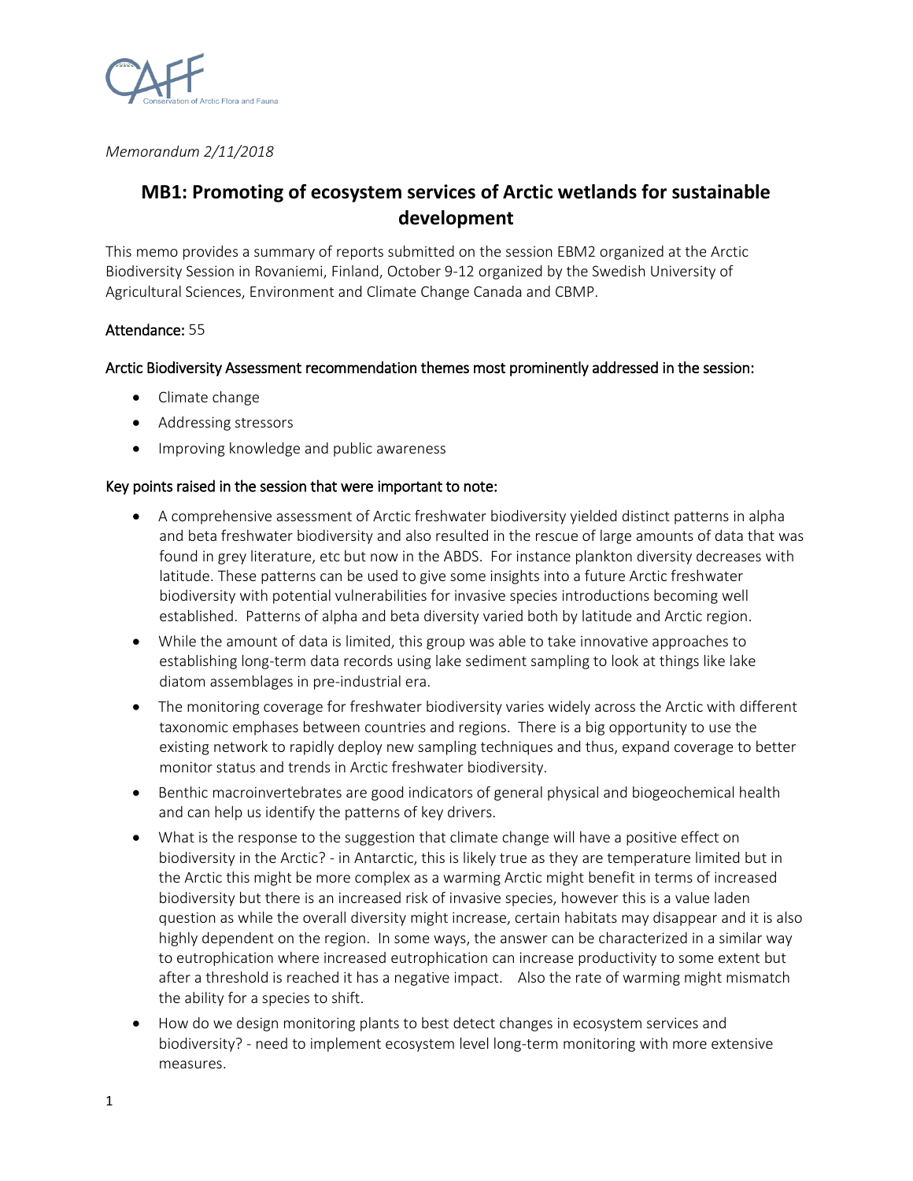*Memorandum 2/11/2018*

# MB1: Promoting of ecosystem services of Arctic wetlands for sustainable development

This memo provides a summary of reports submitted on the session EBM2 organized at the Arctic Biodiversity Session in Rovaniemi, Finland, October 9-12 organized by the Swedish University of Agricultural Sciences, Environment and Climate Change Canada and CBMP.

Attendance: 55

Arctic Biodiversity Assessment recommendation themes most prominently addressed in the session:

- Climate change
- Addressing stressors
- Improving knowledge and public awareness

Key points raised in the session that were important to note:

- A comprehensive assessment of Arctic freshwater biodiversity yielded distinct patterns in alpha and beta freshwater biodiversity and also resulted in the rescue of large amounts of data that was found in grey literature, etc but now in the ABDS. For instance plankton diversity decreases with latitude. These patterns can be used to give some insights into a future Arctic freshwater biodiversity with potential vulnerabilities for invasive species introductions becoming well established. Patterns of alpha and beta diversity varied both by latitude and Arctic region.
- While the amount of data is limited, this group was able to take innovative approaches to establishing long-term data records using lake sediment sampling to look at things like lake diatom assemblages in pre-industrial era.
- The monitoring coverage for freshwater biodiversity varies widely across the Arctic with different taxonomic emphases between countries and regions. There is a big opportunity to use the existing network to rapidly deploy new sampling techniques and thus, expand coverage to better monitor status and trends in Arctic freshwater biodiversity.
- Benthic macroinvertebrates are good indicators of general physical and biogeochemical health and can help us identify the patterns of key drivers.
- What is the response to the suggestion that climate change will have a positive effect on biodiversity in the Arctic? - in Antarctic, this is likely true as they are temperature limited but in the Arctic this might be more complex as a warming Arctic might benefit in terms of increased biodiversity but there is an increased risk of invasive species, however this is a value laden question as while the overall diversity might increase, certain habitats may disappear and it is also highly dependent on the region. In some ways, the answer can be characterized in a similar way to eutrophication where increased eutrophication can increase productivity to some extent but after a threshold is reached it has a negative impact. Also the rate of warming might mismatch the ability for a species to shift.
- How do we design monitoring plants to best detect changes in ecosystem services and biodiversity? - need to implement ecosystem level long-term monitoring with more extensive measures.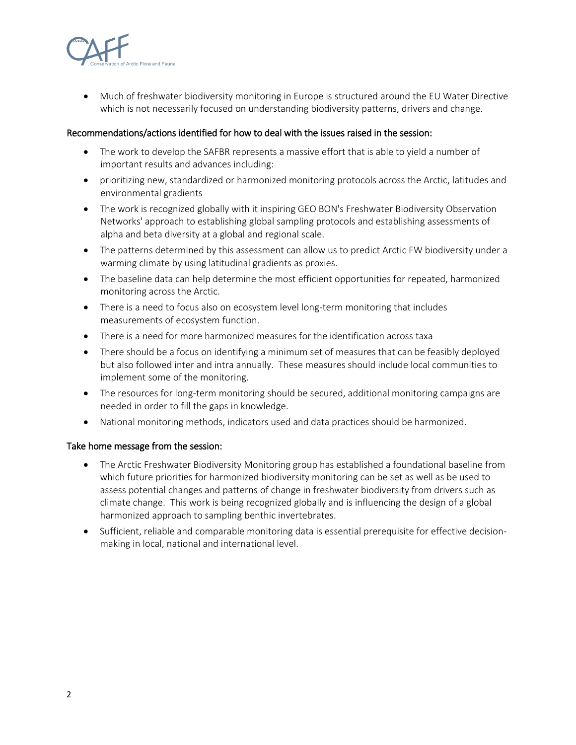- Much of freshwater biodiversity monitoring in Europe is structured around the EU Water Directive which is not necessarily focused on understanding biodiversity patterns, drivers and change.

Recommendations/actions identified for how to deal with the issues raised in the session:

- The work to develop the SAFBR represents a massive effort that is able to yield a number of important results and advances including:
- prioritizing new, standardized or harmonized monitoring protocols across the Arctic, latitudes and environmental gradients
- The work is recognized globally with it inspiring GEO BON's Freshwater Biodiversity Observation Networks' approach to establishing global sampling protocols and establishing assessments of alpha and beta diversity at a global and regional scale.
- The patterns determined by this assessment can allow us to predict Arctic FW biodiversity under a warming climate by using latitudinal gradients as proxies.
- The baseline data can help determine the most efficient opportunities for repeated, harmonized monitoring across the Arctic.
- There is a need to focus also on ecosystem level long-term monitoring that includes measurements of ecosystem function.
- There is a need for more harmonized measures for the identification across taxa
- There should be a focus on identifying a minimum set of measures that can be feasibly deployed but also followed inter and intra annually. These measures should include local communities to implement some of the monitoring.
- The resources for long-term monitoring should be secured, additional monitoring campaigns are needed in order to fill the gaps in knowledge.
- National monitoring methods, indicators used and data practices should be harmonized.

Take home message from the session:

- The Arctic Freshwater Biodiversity Monitoring group has established a foundational baseline from which future priorities for harmonized biodiversity monitoring can be set as well as be used to assess potential changes and patterns of change in freshwater biodiversity from drivers such as climate change. This work is being recognized globally and is influencing the design of a global harmonized approach to sampling benthic invertebrates.
- Sufficient, reliable and comparable monitoring data is essential prerequisite for effective decision-making in local, national and international level.